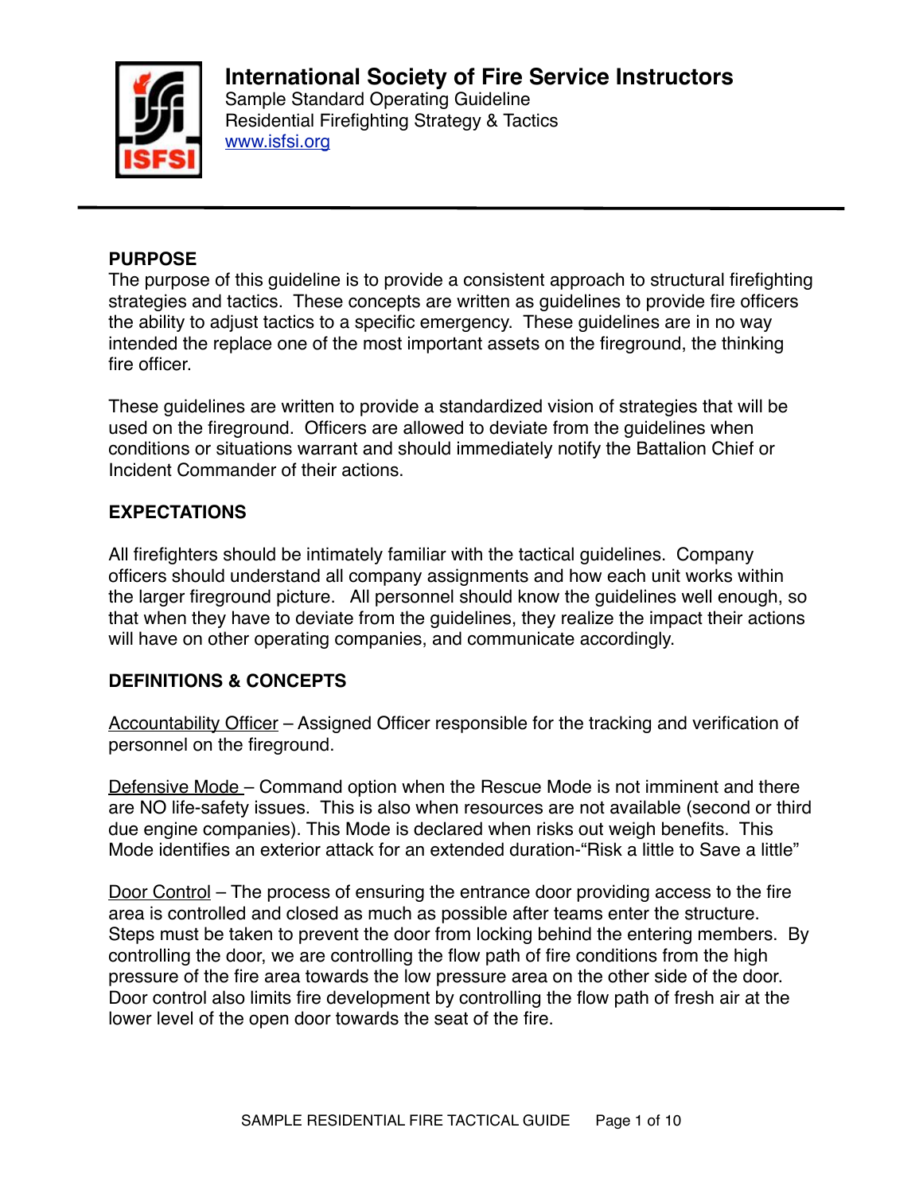# International Society of Fire Service Instructors

Sample Standard Operating Guideline
Residential Firefighting Strategy & Tactics
www.isfsi.org

## PURPOSE

The purpose of this guideline is to provide a consistent approach to structural firefighting strategies and tactics. These concepts are written as guidelines to provide fire officers the ability to adjust tactics to a specific emergency. These guidelines are in no way intended the replace one of the most important assets on the fireground, the thinking fire officer.

These guidelines are written to provide a standardized vision of strategies that will be used on the fireground. Officers are allowed to deviate from the guidelines when conditions or situations warrant and should immediately notify the Battalion Chief or Incident Commander of their actions.

## EXPECTATIONS

All firefighters should be intimately familiar with the tactical guidelines. Company officers should understand all company assignments and how each unit works within the larger fireground picture. All personnel should know the guidelines well enough, so that when they have to deviate from the guidelines, they realize the impact their actions will have on other operating companies, and communicate accordingly.

## DEFINITIONS & CONCEPTS

Accountability Officer – Assigned Officer responsible for the tracking and verification of personnel on the fireground.

Defensive Mode – Command option when the Rescue Mode is not imminent and there are NO life-safety issues. This is also when resources are not available (second or third due engine companies). This Mode is declared when risks out weigh benefits. This Mode identifies an exterior attack for an extended duration-"Risk a little to Save a little"

Door Control – The process of ensuring the entrance door providing access to the fire area is controlled and closed as much as possible after teams enter the structure. Steps must be taken to prevent the door from locking behind the entering members. By controlling the door, we are controlling the flow path of fire conditions from the high pressure of the fire area towards the low pressure area on the other side of the door. Door control also limits fire development by controlling the flow path of fresh air at the lower level of the open door towards the seat of the fire.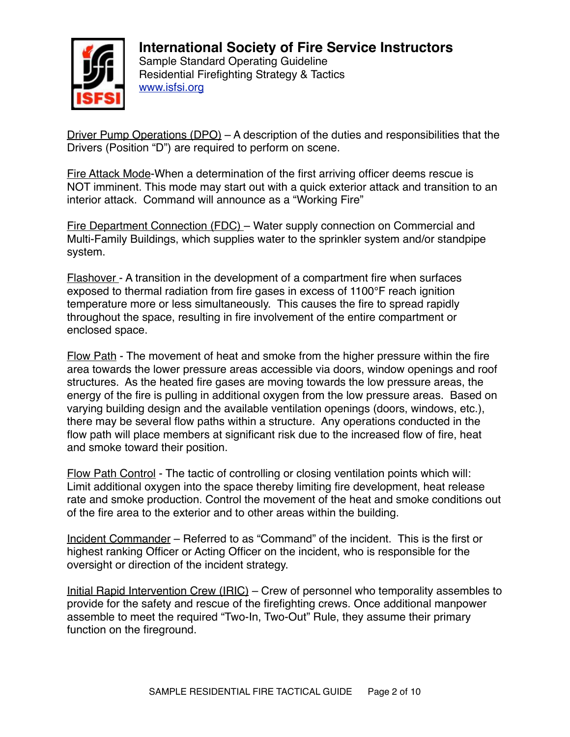Driver Pump Operations (DPO) – A description of the duties and responsibilities that the Drivers (Position "D") are required to perform on scene.

Fire Attack Mode-When a determination of the first arriving officer deems rescue is NOT imminent. This mode may start out with a quick exterior attack and transition to an interior attack. Command will announce as a "Working Fire"

Fire Department Connection (FDC) – Water supply connection on Commercial and Multi-Family Buildings, which supplies water to the sprinkler system and/or standpipe system.

Flashover - A transition in the development of a compartment fire when surfaces exposed to thermal radiation from fire gases in excess of 1100°F reach ignition temperature more or less simultaneously. This causes the fire to spread rapidly throughout the space, resulting in fire involvement of the entire compartment or enclosed space.

Flow Path - The movement of heat and smoke from the higher pressure within the fire area towards the lower pressure areas accessible via doors, window openings and roof structures. As the heated fire gases are moving towards the low pressure areas, the energy of the fire is pulling in additional oxygen from the low pressure areas. Based on varying building design and the available ventilation openings (doors, windows, etc.), there may be several flow paths within a structure. Any operations conducted in the flow path will place members at significant risk due to the increased flow of fire, heat and smoke toward their position.

Flow Path Control - The tactic of controlling or closing ventilation points which will: Limit additional oxygen into the space thereby limiting fire development, heat release rate and smoke production. Control the movement of the heat and smoke conditions out of the fire area to the exterior and to other areas within the building.

Incident Commander – Referred to as "Command" of the incident. This is the first or highest ranking Officer or Acting Officer on the incident, who is responsible for the oversight or direction of the incident strategy.

Initial Rapid Intervention Crew (IRIC) – Crew of personnel who temporality assembles to provide for the safety and rescue of the firefighting crews. Once additional manpower assemble to meet the required "Two-In, Two-Out" Rule, they assume their primary function on the fireground.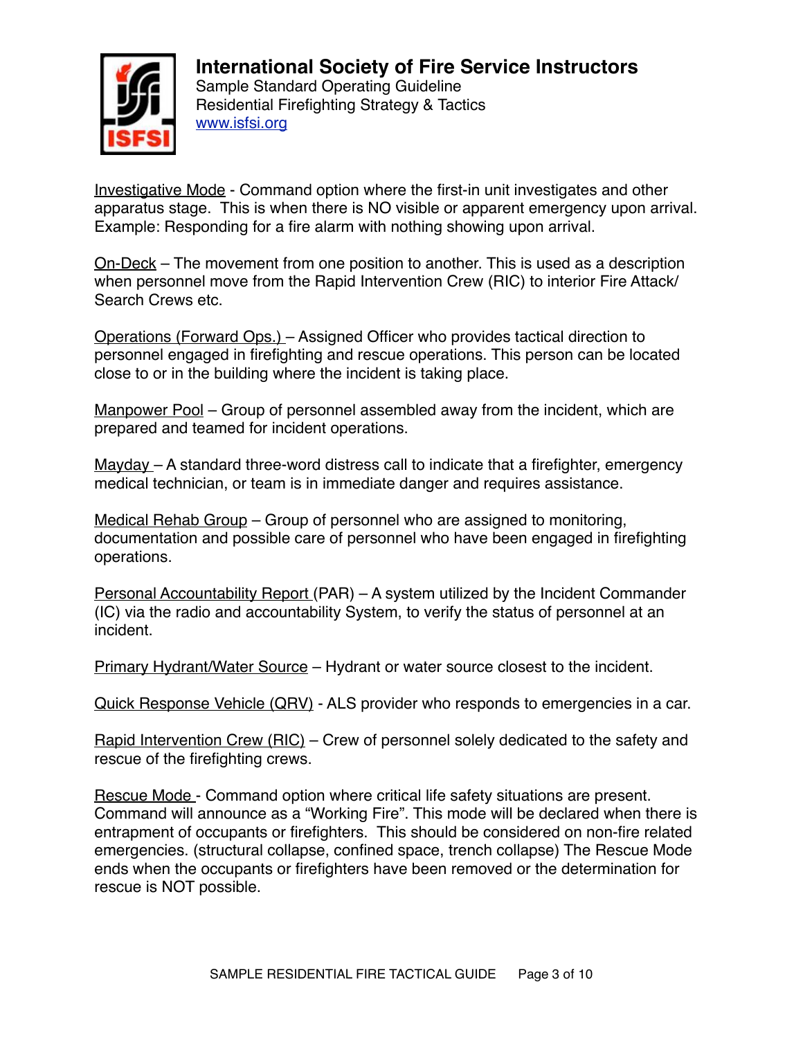**International Society of Fire Service Instructors**
Sample Standard Operating Guideline
Residential Firefighting Strategy & Tactics
www.isfsi.org

Investigative Mode - Command option where the first-in unit investigates and other apparatus stage. This is when there is NO visible or apparent emergency upon arrival. Example: Responding for a fire alarm with nothing showing upon arrival.

On-Deck – The movement from one position to another. This is used as a description when personnel move from the Rapid Intervention Crew (RIC) to interior Fire Attack/ Search Crews etc.

Operations (Forward Ops.) – Assigned Officer who provides tactical direction to personnel engaged in firefighting and rescue operations. This person can be located close to or in the building where the incident is taking place.

Manpower Pool – Group of personnel assembled away from the incident, which are prepared and teamed for incident operations.

Mayday – A standard three-word distress call to indicate that a firefighter, emergency medical technician, or team is in immediate danger and requires assistance.

Medical Rehab Group – Group of personnel who are assigned to monitoring, documentation and possible care of personnel who have been engaged in firefighting operations.

Personal Accountability Report (PAR) – A system utilized by the Incident Commander (IC) via the radio and accountability System, to verify the status of personnel at an incident.

Primary Hydrant/Water Source – Hydrant or water source closest to the incident.

Quick Response Vehicle (QRV) - ALS provider who responds to emergencies in a car.

Rapid Intervention Crew (RIC) – Crew of personnel solely dedicated to the safety and rescue of the firefighting crews.

Rescue Mode - Command option where critical life safety situations are present. Command will announce as a "Working Fire". This mode will be declared when there is entrapment of occupants or firefighters. This should be considered on non-fire related emergencies. (structural collapse, confined space, trench collapse) The Rescue Mode ends when the occupants or firefighters have been removed or the determination for rescue is NOT possible.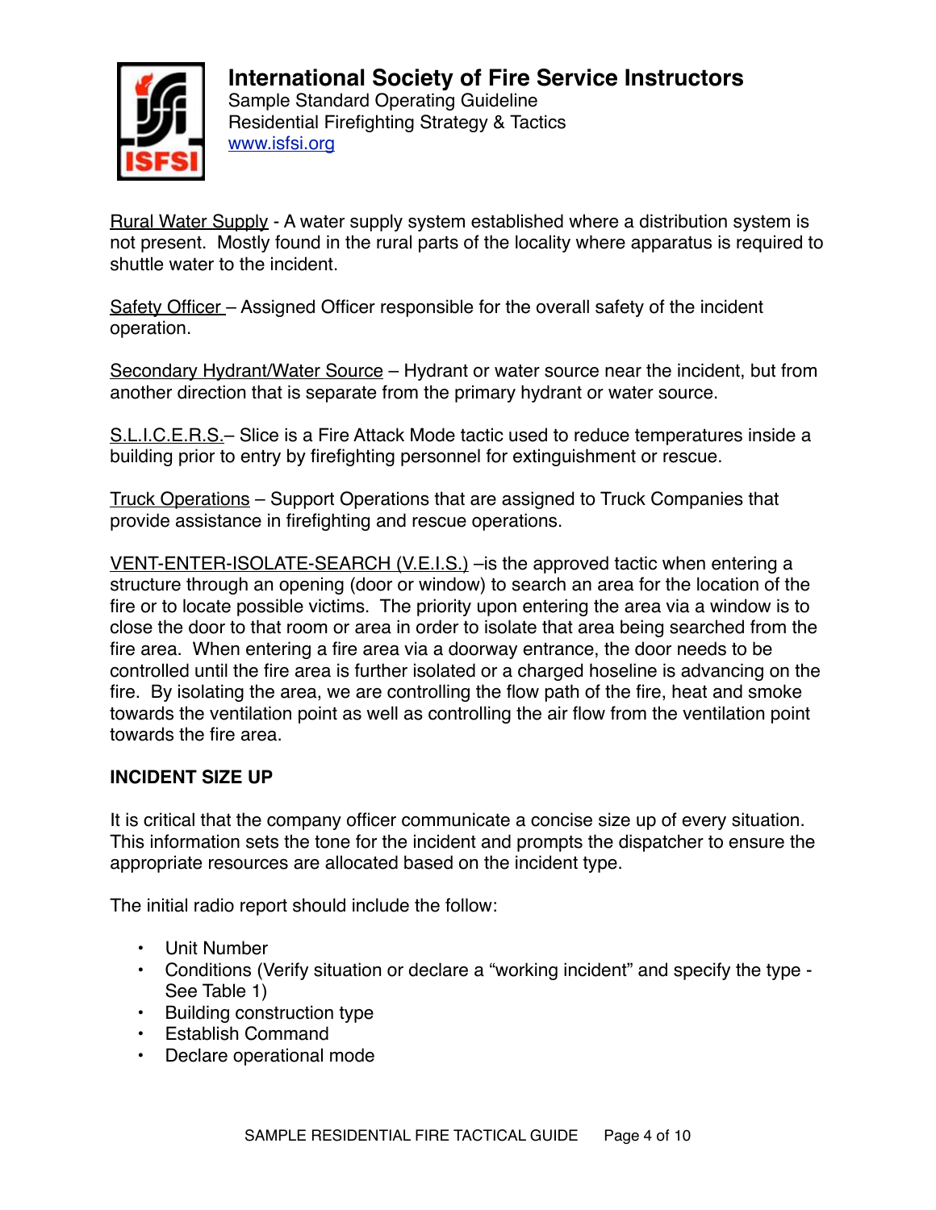Rural Water Supply - A water supply system established where a distribution system is not present. Mostly found in the rural parts of the locality where apparatus is required to shuttle water to the incident.

Safety Officer – Assigned Officer responsible for the overall safety of the incident operation.

Secondary Hydrant/Water Source – Hydrant or water source near the incident, but from another direction that is separate from the primary hydrant or water source.

S.L.I.C.E.R.S.– Slice is a Fire Attack Mode tactic used to reduce temperatures inside a building prior to entry by firefighting personnel for extinguishment or rescue.

Truck Operations – Support Operations that are assigned to Truck Companies that provide assistance in firefighting and rescue operations.

VENT-ENTER-ISOLATE-SEARCH (V.E.I.S.) –is the approved tactic when entering a structure through an opening (door or window) to search an area for the location of the fire or to locate possible victims. The priority upon entering the area via a window is to close the door to that room or area in order to isolate that area being searched from the fire area. When entering a fire area via a doorway entrance, the door needs to be controlled until the fire area is further isolated or a charged hoseline is advancing on the fire. By isolating the area, we are controlling the flow path of the fire, heat and smoke towards the ventilation point as well as controlling the air flow from the ventilation point towards the fire area.

**INCIDENT SIZE UP**

It is critical that the company officer communicate a concise size up of every situation. This information sets the tone for the incident and prompts the dispatcher to ensure the appropriate resources are allocated based on the incident type.

The initial radio report should include the follow:

- Unit Number
- Conditions (Verify situation or declare a "working incident" and specify the type - See Table 1)
- Building construction type
- Establish Command
- Declare operational mode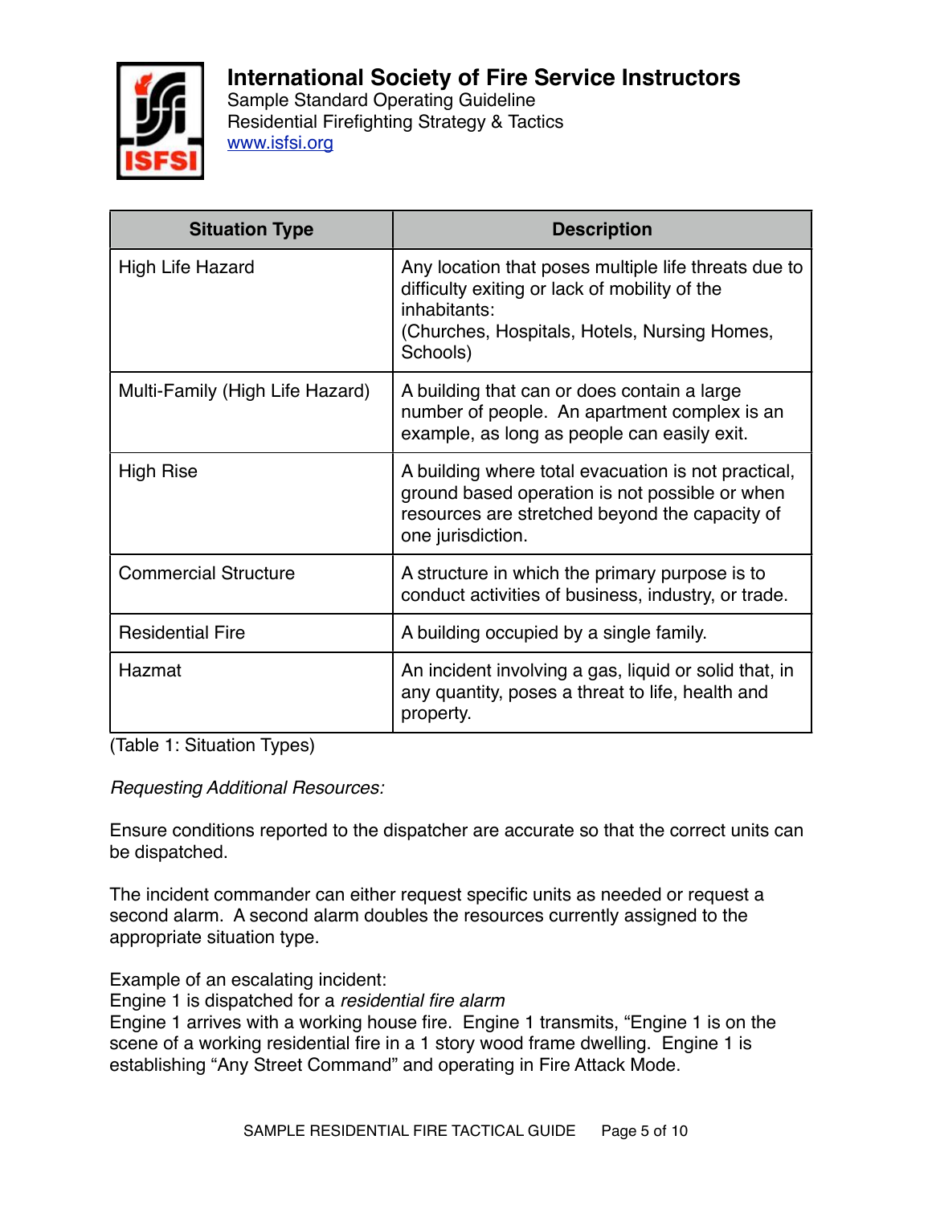| Situation Type | Description |
| --- | --- |
| High Life Hazard | Any location that poses multiple life threats due to difficulty exiting or lack of mobility of the inhabitants: (Churches, Hospitals, Hotels, Nursing Homes, Schools) |
| Multi-Family (High Life Hazard) | A building that can or does contain a large number of people. An apartment complex is an example, as long as people can easily exit. |
| High Rise | A building where total evacuation is not practical, ground based operation is not possible or when resources are stretched beyond the capacity of one jurisdiction. |
| Commercial Structure | A structure in which the primary purpose is to conduct activities of business, industry, or trade. |
| Residential Fire | A building occupied by a single family. |
| Hazmat | An incident involving a gas, liquid or solid that, in any quantity, poses a threat to life, health and property. |

(Table 1: Situation Types)

*Requesting Additional Resources:*

Ensure conditions reported to the dispatcher are accurate so that the correct units can be dispatched.

The incident commander can either request specific units as needed or request a second alarm. A second alarm doubles the resources currently assigned to the appropriate situation type.

Example of an escalating incident:
Engine 1 is dispatched for a *residential fire alarm*
Engine 1 arrives with a working house fire. Engine 1 transmits, "Engine 1 is on the scene of a working residential fire in a 1 story wood frame dwelling. Engine 1 is establishing "Any Street Command" and operating in Fire Attack Mode.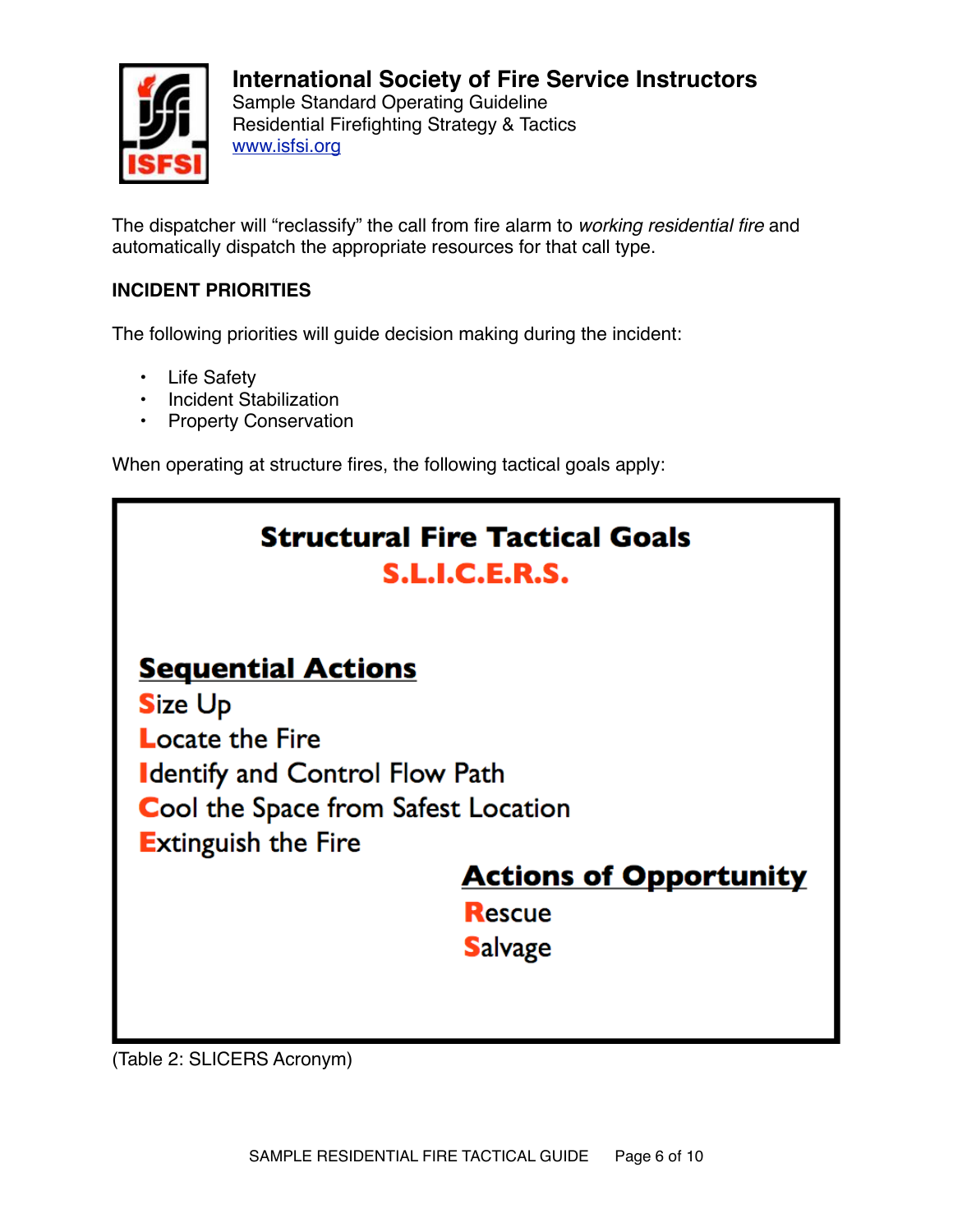The dispatcher will "reclassify" the call from fire alarm to *working residential fire* and automatically dispatch the appropriate resources for that call type.

**INCIDENT PRIORITIES**

The following priorities will guide decision making during the incident:

- Life Safety
- Incident Stabilization
- Property Conservation

When operating at structure fires, the following tactical goals apply:

## Structural Fire Tactical Goals

**S.L.I.C.E.R.S.**

**Sequential Actions**

**S**ize Up
**L**ocate the Fire
**I**dentify and Control Flow Path
**C**ool the Space from Safest Location
**E**xtinguish the Fire

**Actions of Opportunity**

**R**escue
**S**alvage

(Table 2: SLICERS Acronym)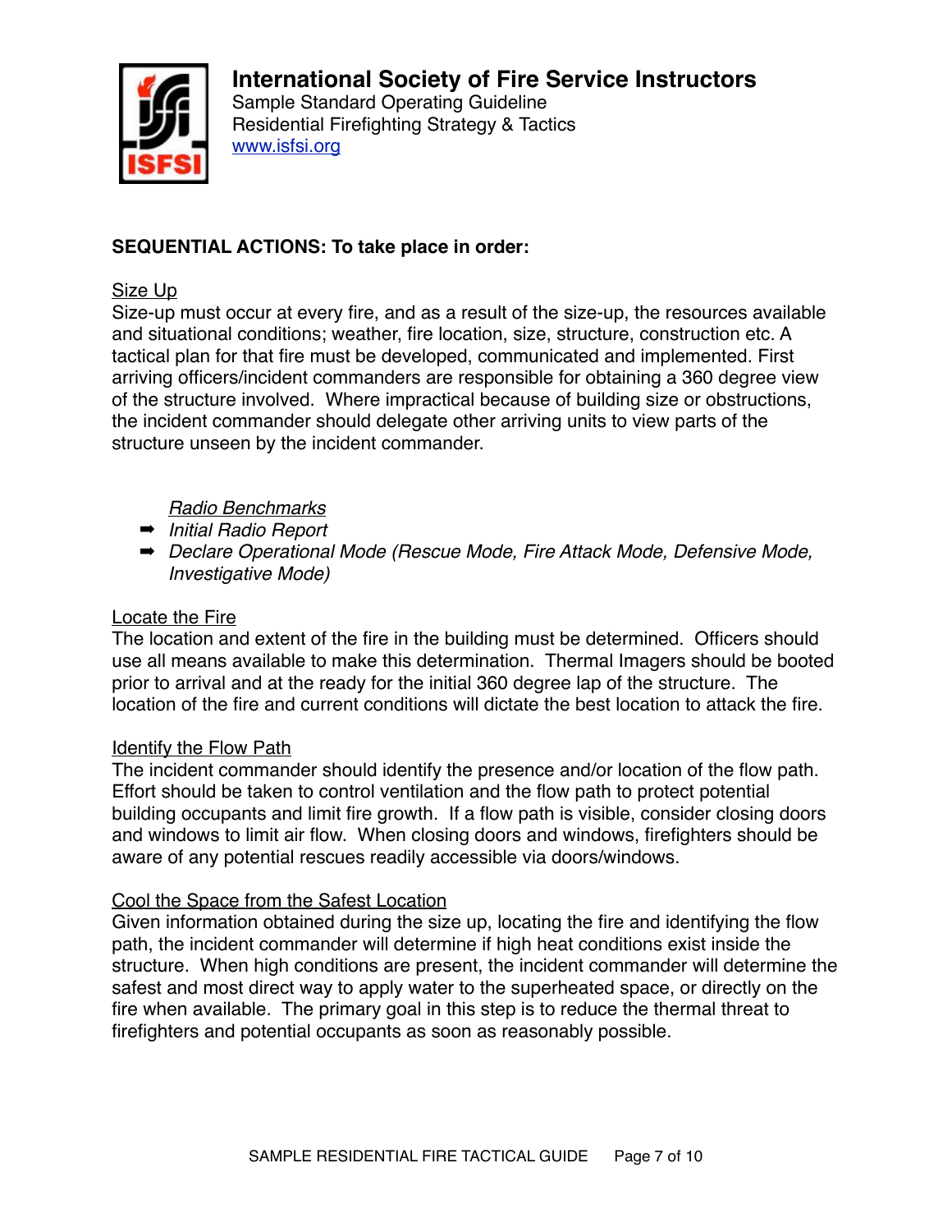**SEQUENTIAL ACTIONS: To take place in order:**

Size Up

Size-up must occur at every fire, and as a result of the size-up, the resources available and situational conditions; weather, fire location, size, structure, construction etc. A tactical plan for that fire must be developed, communicated and implemented. First arriving officers/incident commanders are responsible for obtaining a 360 degree view of the structure involved. Where impractical because of building size or obstructions, the incident commander should delegate other arriving units to view parts of the structure unseen by the incident commander.

*Radio Benchmarks*

- ➡ *Initial Radio Report*
- ➡ *Declare Operational Mode (Rescue Mode, Fire Attack Mode, Defensive Mode, Investigative Mode)*

Locate the Fire

The location and extent of the fire in the building must be determined. Officers should use all means available to make this determination. Thermal Imagers should be booted prior to arrival and at the ready for the initial 360 degree lap of the structure. The location of the fire and current conditions will dictate the best location to attack the fire.

Identify the Flow Path

The incident commander should identify the presence and/or location of the flow path. Effort should be taken to control ventilation and the flow path to protect potential building occupants and limit fire growth. If a flow path is visible, consider closing doors and windows to limit air flow. When closing doors and windows, firefighters should be aware of any potential rescues readily accessible via doors/windows.

Cool the Space from the Safest Location

Given information obtained during the size up, locating the fire and identifying the flow path, the incident commander will determine if high heat conditions exist inside the structure. When high conditions are present, the incident commander will determine the safest and most direct way to apply water to the superheated space, or directly on the fire when available. The primary goal in this step is to reduce the thermal threat to firefighters and potential occupants as soon as reasonably possible.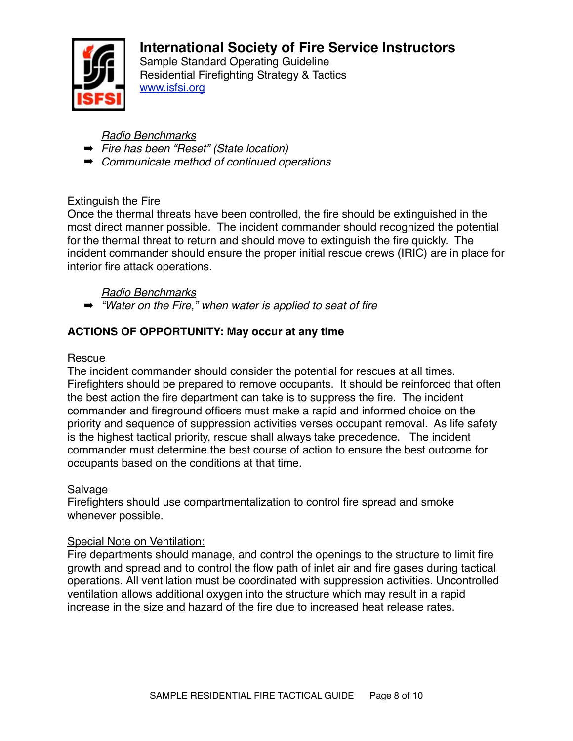*Radio Benchmarks*

- ➡ *Fire has been "Reset" (State location)*
- ➡ *Communicate method of continued operations*

Extinguish the Fire

Once the thermal threats have been controlled, the fire should be extinguished in the most direct manner possible. The incident commander should recognized the potential for the thermal threat to return and should move to extinguish the fire quickly. The incident commander should ensure the proper initial rescue crews (IRIC) are in place for interior fire attack operations.

*Radio Benchmarks*

- ➡ *"Water on the Fire," when water is applied to seat of fire*

**ACTIONS OF OPPORTUNITY: May occur at any time**

Rescue

The incident commander should consider the potential for rescues at all times. Firefighters should be prepared to remove occupants. It should be reinforced that often the best action the fire department can take is to suppress the fire. The incident commander and fireground officers must make a rapid and informed choice on the priority and sequence of suppression activities verses occupant removal. As life safety is the highest tactical priority, rescue shall always take precedence. The incident commander must determine the best course of action to ensure the best outcome for occupants based on the conditions at that time.

Salvage

Firefighters should use compartmentalization to control fire spread and smoke whenever possible.

Special Note on Ventilation:

Fire departments should manage, and control the openings to the structure to limit fire growth and spread and to control the flow path of inlet air and fire gases during tactical operations. All ventilation must be coordinated with suppression activities. Uncontrolled ventilation allows additional oxygen into the structure which may result in a rapid increase in the size and hazard of the fire due to increased heat release rates.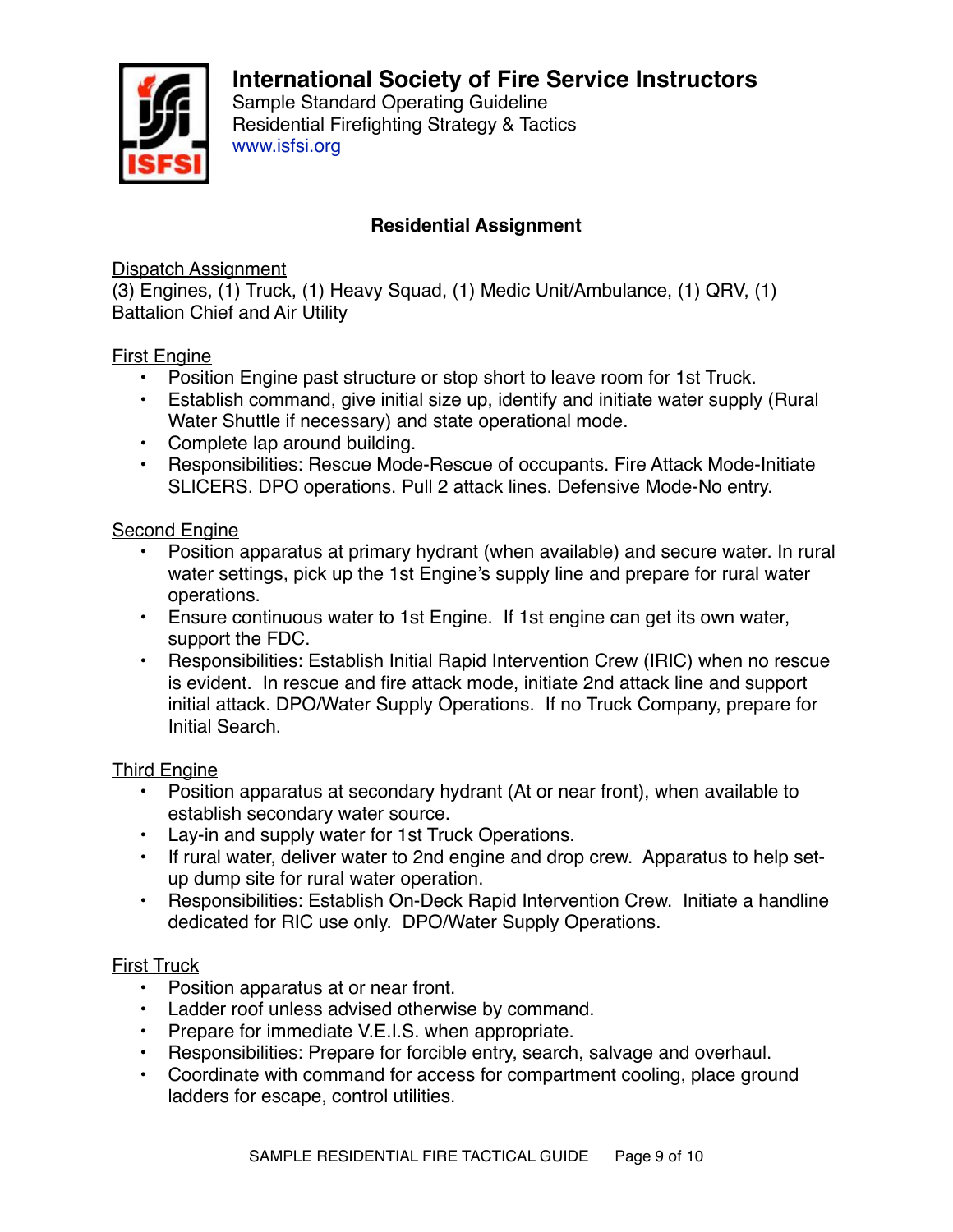# International Society of Fire Service Instructors

Sample Standard Operating Guideline
Residential Firefighting Strategy & Tactics
www.isfsi.org

## Residential Assignment

Dispatch Assignment
(3) Engines, (1) Truck, (1) Heavy Squad, (1) Medic Unit/Ambulance, (1) QRV, (1) Battalion Chief and Air Utility

First Engine

- Position Engine past structure or stop short to leave room for 1st Truck.
- Establish command, give initial size up, identify and initiate water supply (Rural Water Shuttle if necessary) and state operational mode.
- Complete lap around building.
- Responsibilities: Rescue Mode-Rescue of occupants. Fire Attack Mode-Initiate SLICERS. DPO operations. Pull 2 attack lines. Defensive Mode-No entry.

Second Engine

- Position apparatus at primary hydrant (when available) and secure water. In rural water settings, pick up the 1st Engine's supply line and prepare for rural water operations.
- Ensure continuous water to 1st Engine. If 1st engine can get its own water, support the FDC.
- Responsibilities: Establish Initial Rapid Intervention Crew (IRIC) when no rescue is evident. In rescue and fire attack mode, initiate 2nd attack line and support initial attack. DPO/Water Supply Operations. If no Truck Company, prepare for Initial Search.

Third Engine

- Position apparatus at secondary hydrant (At or near front), when available to establish secondary water source.
- Lay-in and supply water for 1st Truck Operations.
- If rural water, deliver water to 2nd engine and drop crew. Apparatus to help set-up dump site for rural water operation.
- Responsibilities: Establish On-Deck Rapid Intervention Crew. Initiate a handline dedicated for RIC use only. DPO/Water Supply Operations.

First Truck

- Position apparatus at or near front.
- Ladder roof unless advised otherwise by command.
- Prepare for immediate V.E.I.S. when appropriate.
- Responsibilities: Prepare for forcible entry, search, salvage and overhaul.
- Coordinate with command for access for compartment cooling, place ground ladders for escape, control utilities.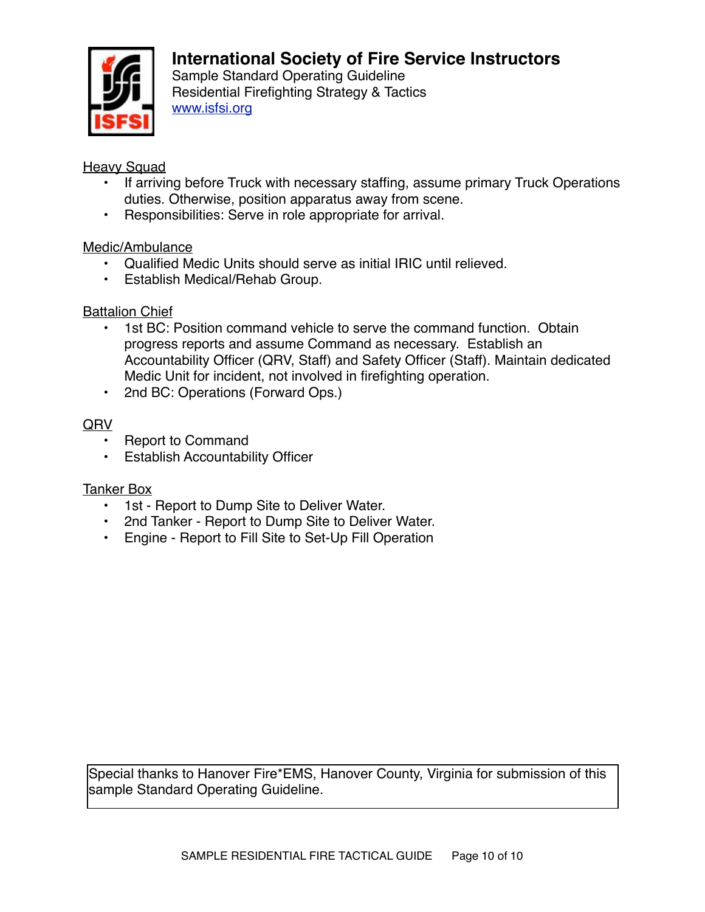Heavy Squad

- If arriving before Truck with necessary staffing, assume primary Truck Operations duties. Otherwise, position apparatus away from scene.
- Responsibilities: Serve in role appropriate for arrival.

Medic/Ambulance

- Qualified Medic Units should serve as initial IRIC until relieved.
- Establish Medical/Rehab Group.

Battalion Chief

- 1st BC: Position command vehicle to serve the command function. Obtain progress reports and assume Command as necessary. Establish an Accountability Officer (QRV, Staff) and Safety Officer (Staff). Maintain dedicated Medic Unit for incident, not involved in firefighting operation.
- 2nd BC: Operations (Forward Ops.)

QRV

- Report to Command
- Establish Accountability Officer

Tanker Box

- 1st - Report to Dump Site to Deliver Water.
- 2nd Tanker - Report to Dump Site to Deliver Water.
- Engine - Report to Fill Site to Set-Up Fill Operation

Special thanks to Hanover Fire*EMS, Hanover County, Virginia for submission of this sample Standard Operating Guideline.